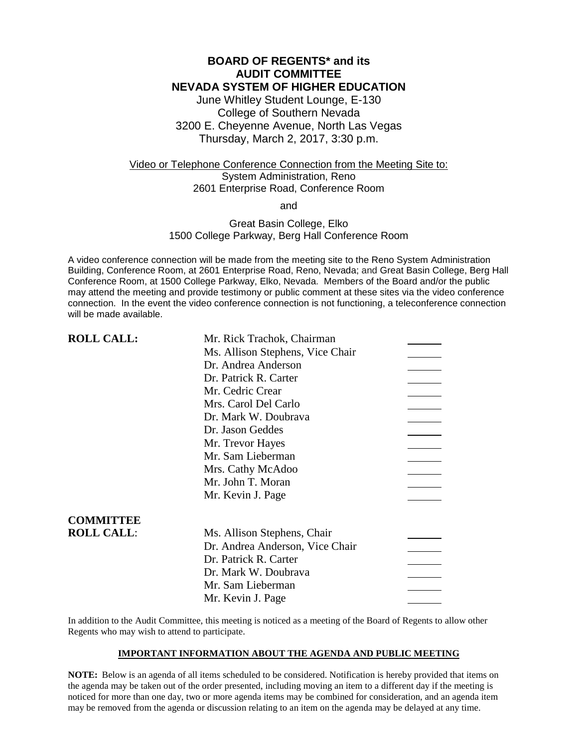# BOARD OF REGENTS* and its AUDIT COMMITTEE NEVADA SYSTEM OF HIGHER EDUCATION

June Whitley Student Lounge, E-130
College of Southern Nevada
3200 E. Cheyenne Avenue, North Las Vegas
Thursday, March 2, 2017, 3:30 p.m.

Video or Telephone Conference Connection from the Meeting Site to:
System Administration, Reno
2601 Enterprise Road, Conference Room

and

Great Basin College, Elko
1500 College Parkway, Berg Hall Conference Room

A video conference connection will be made from the meeting site to the Reno System Administration Building, Conference Room, at 2601 Enterprise Road, Reno, Nevada; and Great Basin College, Berg Hall Conference Room, at 1500 College Parkway, Elko, Nevada. Members of the Board and/or the public may attend the meeting and provide testimony or public comment at these sites via the video conference connection. In the event the video conference connection is not functioning, a teleconference connection will be made available.

**ROLL CALL:**

| | |
|---|---|
| Mr. Rick Trachok, Chairman | ______ |
| Ms. Allison Stephens, Vice Chair | ______ |
| Dr. Andrea Anderson | ______ |
| Dr. Patrick R. Carter | ______ |
| Mr. Cedric Crear | ______ |
| Mrs. Carol Del Carlo | ______ |
| Dr. Mark W. Doubrava | ______ |
| Dr. Jason Geddes | ______ |
| Mr. Trevor Hayes | ______ |
| Mr. Sam Lieberman | ______ |
| Mrs. Cathy McAdoo | ______ |
| Mr. John T. Moran | ______ |
| Mr. Kevin J. Page | ______ |

**COMMITTEE ROLL CALL:**

| | |
|---|---|
| Ms. Allison Stephens, Chair | ______ |
| Dr. Andrea Anderson, Vice Chair | ______ |
| Dr. Patrick R. Carter | ______ |
| Dr. Mark W. Doubrava | ______ |
| Mr. Sam Lieberman | ______ |
| Mr. Kevin J. Page | ______ |

In addition to the Audit Committee, this meeting is noticed as a meeting of the Board of Regents to allow other Regents who may wish to attend to participate.

**IMPORTANT INFORMATION ABOUT THE AGENDA AND PUBLIC MEETING**

**NOTE:** Below is an agenda of all items scheduled to be considered. Notification is hereby provided that items on the agenda may be taken out of the order presented, including moving an item to a different day if the meeting is noticed for more than one day, two or more agenda items may be combined for consideration, and an agenda item may be removed from the agenda or discussion relating to an item on the agenda may be delayed at any time.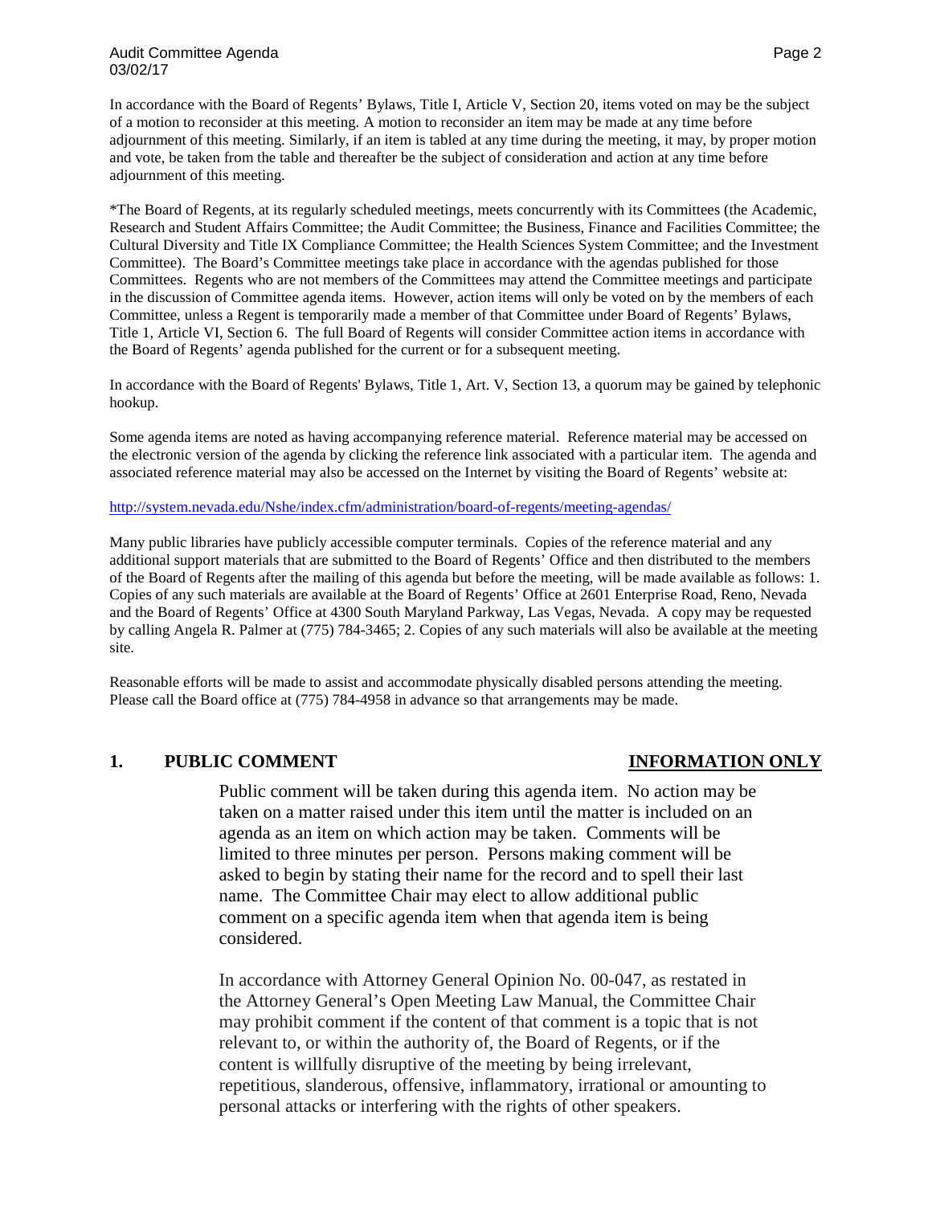In accordance with the Board of Regents' Bylaws, Title I, Article V, Section 20, items voted on may be the subject of a motion to reconsider at this meeting. A motion to reconsider an item may be made at any time before adjournment of this meeting. Similarly, if an item is tabled at any time during the meeting, it may, by proper motion and vote, be taken from the table and thereafter be the subject of consideration and action at any time before adjournment of this meeting.

*The Board of Regents, at its regularly scheduled meetings, meets concurrently with its Committees (the Academic, Research and Student Affairs Committee; the Audit Committee; the Business, Finance and Facilities Committee; the Cultural Diversity and Title IX Compliance Committee; the Health Sciences System Committee; and the Investment Committee). The Board's Committee meetings take place in accordance with the agendas published for those Committees. Regents who are not members of the Committees may attend the Committee meetings and participate in the discussion of Committee agenda items. However, action items will only be voted on by the members of each Committee, unless a Regent is temporarily made a member of that Committee under Board of Regents' Bylaws, Title 1, Article VI, Section 6. The full Board of Regents will consider Committee action items in accordance with the Board of Regents' agenda published for the current or for a subsequent meeting.

In accordance with the Board of Regents' Bylaws, Title 1, Art. V, Section 13, a quorum may be gained by telephonic hookup.

Some agenda items are noted as having accompanying reference material. Reference material may be accessed on the electronic version of the agenda by clicking the reference link associated with a particular item. The agenda and associated reference material may also be accessed on the Internet by visiting the Board of Regents' website at:

http://system.nevada.edu/Nshe/index.cfm/administration/board-of-regents/meeting-agendas/

Many public libraries have publicly accessible computer terminals. Copies of the reference material and any additional support materials that are submitted to the Board of Regents' Office and then distributed to the members of the Board of Regents after the mailing of this agenda but before the meeting, will be made available as follows: 1. Copies of any such materials are available at the Board of Regents' Office at 2601 Enterprise Road, Reno, Nevada and the Board of Regents' Office at 4300 South Maryland Parkway, Las Vegas, Nevada. A copy may be requested by calling Angela R. Palmer at (775) 784-3465; 2. Copies of any such materials will also be available at the meeting site.

Reasonable efforts will be made to assist and accommodate physically disabled persons attending the meeting. Please call the Board office at (775) 784-4958 in advance so that arrangements may be made.

## 1. PUBLIC COMMENT — INFORMATION ONLY

Public comment will be taken during this agenda item. No action may be taken on a matter raised under this item until the matter is included on an agenda as an item on which action may be taken. Comments will be limited to three minutes per person. Persons making comment will be asked to begin by stating their name for the record and to spell their last name. The Committee Chair may elect to allow additional public comment on a specific agenda item when that agenda item is being considered.

In accordance with Attorney General Opinion No. 00-047, as restated in the Attorney General's Open Meeting Law Manual, the Committee Chair may prohibit comment if the content of that comment is a topic that is not relevant to, or within the authority of, the Board of Regents, or if the content is willfully disruptive of the meeting by being irrelevant, repetitious, slanderous, offensive, inflammatory, irrational or amounting to personal attacks or interfering with the rights of other speakers.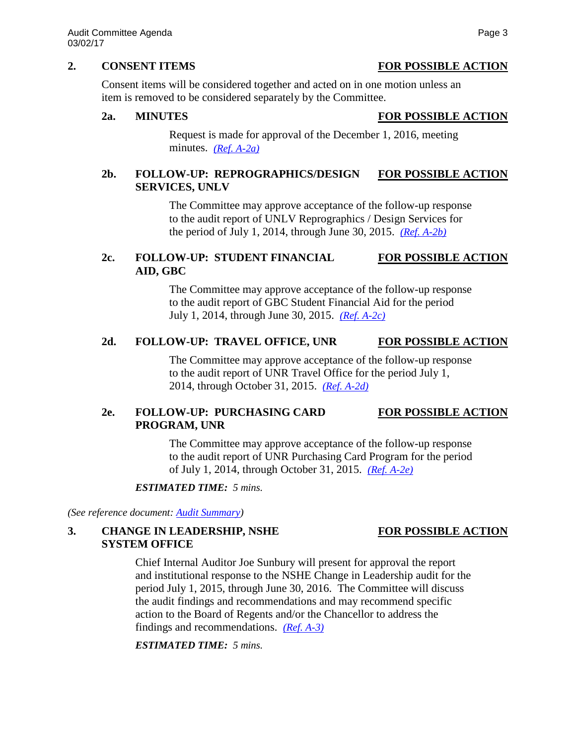## 2. CONSENT ITEMS — FOR POSSIBLE ACTION

Consent items will be considered together and acted on in one motion unless an item is removed to be considered separately by the Committee.

### 2a. MINUTES — FOR POSSIBLE ACTION

Request is made for approval of the December 1, 2016, meeting minutes. *(Ref. A-2a)*

### 2b. FOLLOW-UP: REPROGRAPHICS/DESIGN SERVICES, UNLV — FOR POSSIBLE ACTION

The Committee may approve acceptance of the follow-up response to the audit report of UNLV Reprographics / Design Services for the period of July 1, 2014, through June 30, 2015. *(Ref. A-2b)*

### 2c. FOLLOW-UP: STUDENT FINANCIAL AID, GBC — FOR POSSIBLE ACTION

The Committee may approve acceptance of the follow-up response to the audit report of GBC Student Financial Aid for the period July 1, 2014, through June 30, 2015. *(Ref. A-2c)*

### 2d. FOLLOW-UP: TRAVEL OFFICE, UNR — FOR POSSIBLE ACTION

The Committee may approve acceptance of the follow-up response to the audit report of UNR Travel Office for the period July 1, 2014, through October 31, 2015. *(Ref. A-2d)*

### 2e. FOLLOW-UP: PURCHASING CARD PROGRAM, UNR — FOR POSSIBLE ACTION

The Committee may approve acceptance of the follow-up response to the audit report of UNR Purchasing Card Program for the period of July 1, 2014, through October 31, 2015. *(Ref. A-2e)*

***ESTIMATED TIME:*** *5 mins.*

*(See reference document: Audit Summary)*

## 3. CHANGE IN LEADERSHIP, NSHE SYSTEM OFFICE — FOR POSSIBLE ACTION

Chief Internal Auditor Joe Sunbury will present for approval the report and institutional response to the NSHE Change in Leadership audit for the period July 1, 2015, through June 30, 2016. The Committee will discuss the audit findings and recommendations and may recommend specific action to the Board of Regents and/or the Chancellor to address the findings and recommendations. *(Ref. A-3)*

***ESTIMATED TIME:*** *5 mins.*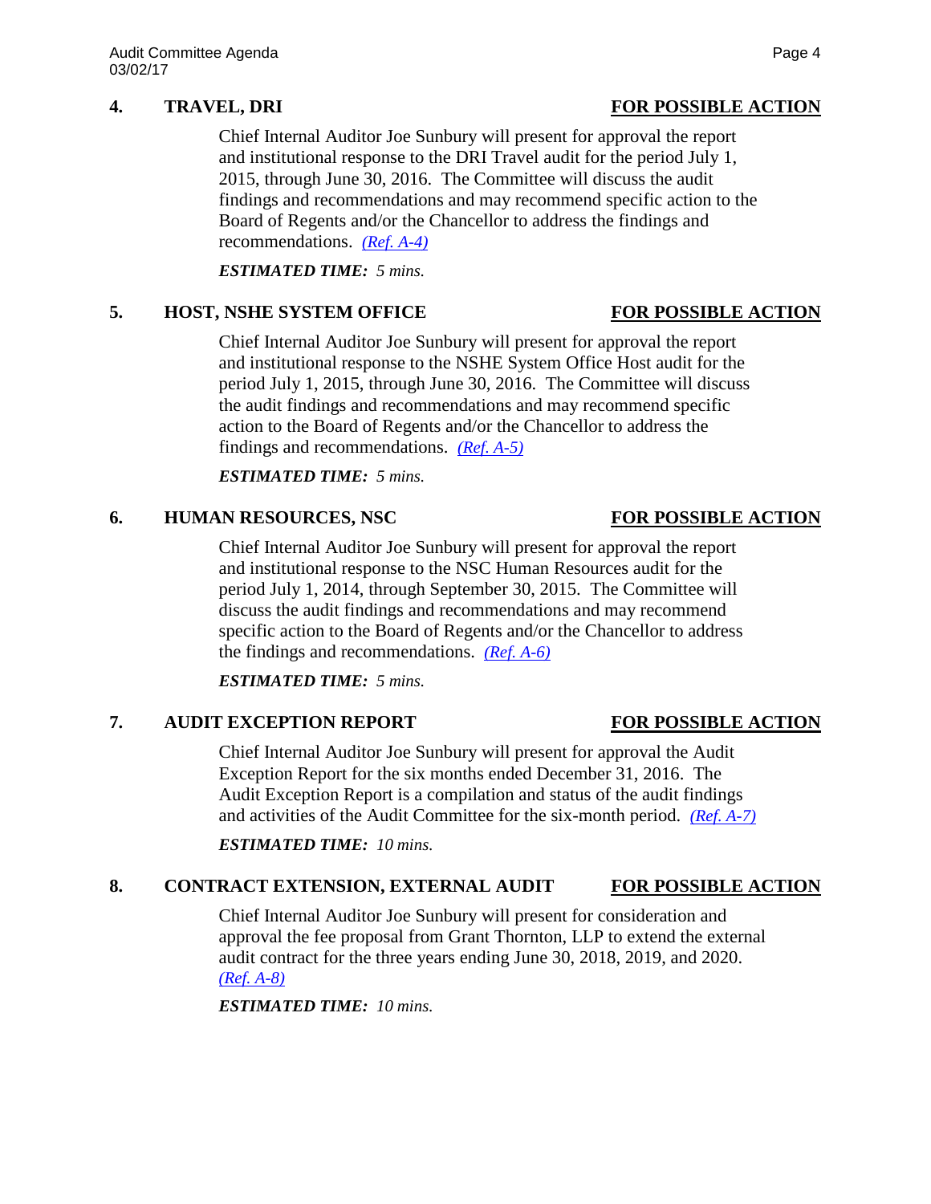## 4. TRAVEL, DRI — FOR POSSIBLE ACTION

Chief Internal Auditor Joe Sunbury will present for approval the report and institutional response to the DRI Travel audit for the period July 1, 2015, through June 30, 2016. The Committee will discuss the audit findings and recommendations and may recommend specific action to the Board of Regents and/or the Chancellor to address the findings and recommendations. *(Ref. A-4)*

***ESTIMATED TIME:*** *5 mins.*

## 5. HOST, NSHE SYSTEM OFFICE — FOR POSSIBLE ACTION

Chief Internal Auditor Joe Sunbury will present for approval the report and institutional response to the NSHE System Office Host audit for the period July 1, 2015, through June 30, 2016. The Committee will discuss the audit findings and recommendations and may recommend specific action to the Board of Regents and/or the Chancellor to address the findings and recommendations. *(Ref. A-5)*

***ESTIMATED TIME:*** *5 mins.*

## 6. HUMAN RESOURCES, NSC — FOR POSSIBLE ACTION

Chief Internal Auditor Joe Sunbury will present for approval the report and institutional response to the NSC Human Resources audit for the period July 1, 2014, through September 30, 2015. The Committee will discuss the audit findings and recommendations and may recommend specific action to the Board of Regents and/or the Chancellor to address the findings and recommendations. *(Ref. A-6)*

***ESTIMATED TIME:*** *5 mins.*

## 7. AUDIT EXCEPTION REPORT — FOR POSSIBLE ACTION

Chief Internal Auditor Joe Sunbury will present for approval the Audit Exception Report for the six months ended December 31, 2016. The Audit Exception Report is a compilation and status of the audit findings and activities of the Audit Committee for the six-month period. *(Ref. A-7)*

***ESTIMATED TIME:*** *10 mins.*

## 8. CONTRACT EXTENSION, EXTERNAL AUDIT — FOR POSSIBLE ACTION

Chief Internal Auditor Joe Sunbury will present for consideration and approval the fee proposal from Grant Thornton, LLP to extend the external audit contract for the three years ending June 30, 2018, 2019, and 2020. *(Ref. A-8)*

***ESTIMATED TIME:*** *10 mins.*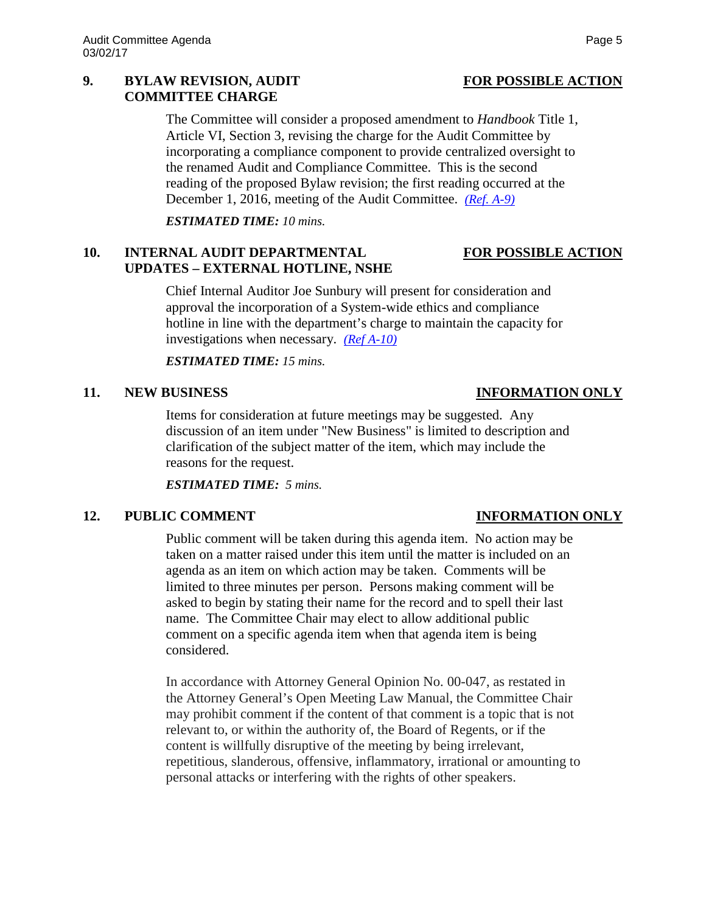**9. BYLAW REVISION, AUDIT COMMITTEE CHARGE** — **FOR POSSIBLE ACTION**

The Committee will consider a proposed amendment to *Handbook* Title 1, Article VI, Section 3, revising the charge for the Audit Committee by incorporating a compliance component to provide centralized oversight to the renamed Audit and Compliance Committee. This is the second reading of the proposed Bylaw revision; the first reading occurred at the December 1, 2016, meeting of the Audit Committee. *(Ref. A-9)*

***ESTIMATED TIME:*** *10 mins.*

**10. INTERNAL AUDIT DEPARTMENTAL UPDATES – EXTERNAL HOTLINE, NSHE** — **FOR POSSIBLE ACTION**

Chief Internal Auditor Joe Sunbury will present for consideration and approval the incorporation of a System-wide ethics and compliance hotline in line with the department's charge to maintain the capacity for investigations when necessary. *(Ref A-10)*

***ESTIMATED TIME:*** *15 mins.*

**11. NEW BUSINESS** — **INFORMATION ONLY**

Items for consideration at future meetings may be suggested. Any discussion of an item under "New Business" is limited to description and clarification of the subject matter of the item, which may include the reasons for the request.

***ESTIMATED TIME:*** *5 mins.*

**12. PUBLIC COMMENT** — **INFORMATION ONLY**

Public comment will be taken during this agenda item. No action may be taken on a matter raised under this item until the matter is included on an agenda as an item on which action may be taken. Comments will be limited to three minutes per person. Persons making comment will be asked to begin by stating their name for the record and to spell their last name. The Committee Chair may elect to allow additional public comment on a specific agenda item when that agenda item is being considered.

In accordance with Attorney General Opinion No. 00-047, as restated in the Attorney General's Open Meeting Law Manual, the Committee Chair may prohibit comment if the content of that comment is a topic that is not relevant to, or within the authority of, the Board of Regents, or if the content is willfully disruptive of the meeting by being irrelevant, repetitious, slanderous, offensive, inflammatory, irrational or amounting to personal attacks or interfering with the rights of other speakers.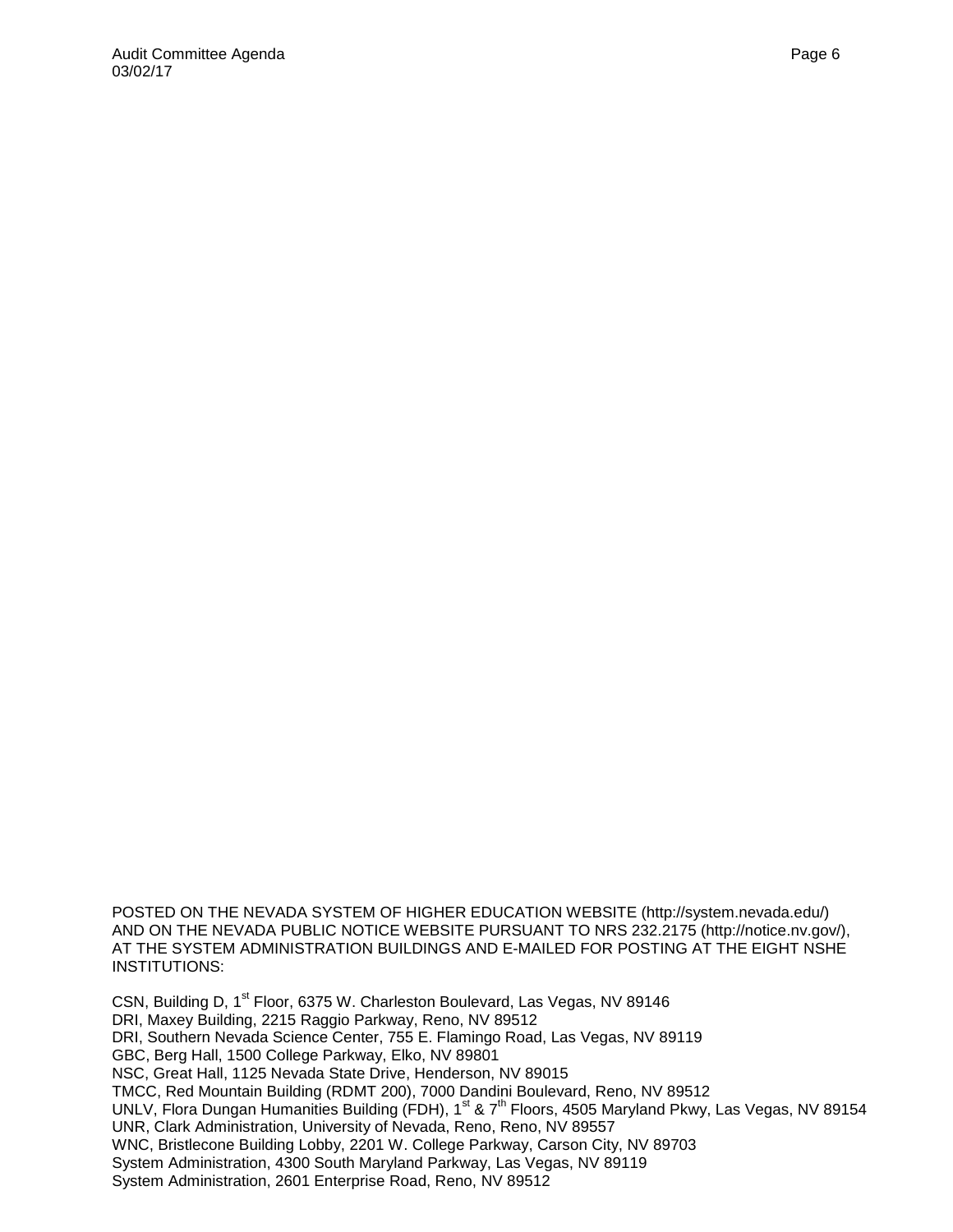POSTED ON THE NEVADA SYSTEM OF HIGHER EDUCATION WEBSITE (http://system.nevada.edu/) AND ON THE NEVADA PUBLIC NOTICE WEBSITE PURSUANT TO NRS 232.2175 (http://notice.nv.gov/), AT THE SYSTEM ADMINISTRATION BUILDINGS AND E-MAILED FOR POSTING AT THE EIGHT NSHE INSTITUTIONS:

CSN, Building D, 1st Floor, 6375 W. Charleston Boulevard, Las Vegas, NV 89146
DRI, Maxey Building, 2215 Raggio Parkway, Reno, NV 89512
DRI, Southern Nevada Science Center, 755 E. Flamingo Road, Las Vegas, NV 89119
GBC, Berg Hall, 1500 College Parkway, Elko, NV 89801
NSC, Great Hall, 1125 Nevada State Drive, Henderson, NV 89015
TMCC, Red Mountain Building (RDMT 200), 7000 Dandini Boulevard, Reno, NV 89512
UNLV, Flora Dungan Humanities Building (FDH), 1st & 7th Floors, 4505 Maryland Pkwy, Las Vegas, NV 89154
UNR, Clark Administration, University of Nevada, Reno, Reno, NV 89557
WNC, Bristlecone Building Lobby, 2201 W. College Parkway, Carson City, NV 89703
System Administration, 4300 South Maryland Parkway, Las Vegas, NV 89119
System Administration, 2601 Enterprise Road, Reno, NV 89512